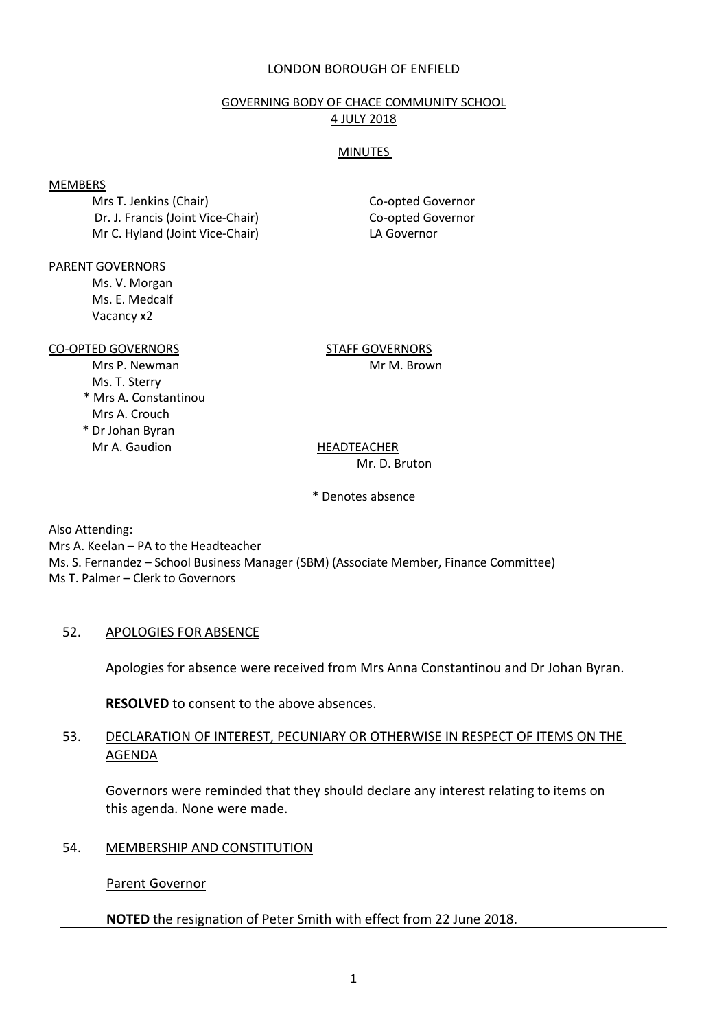LONDON BOROUGH OF ENFIELD

GOVERNING BODY OF CHACE COMMUNITY SCHOOL
4 JULY 2018

MINUTES

MEMBERS

| | |
|---|---|
| Mrs T. Jenkins (Chair) | Co-opted Governor |
| Dr. J. Francis (Joint Vice-Chair) | Co-opted Governor |
| Mr C. Hyland (Joint Vice-Chair) | LA Governor |

PARENT GOVERNORS

Ms. V. Morgan
Ms. E. Medcalf
Vacancy x2

CO-OPTED GOVERNORS

Mrs P. Newman
Ms. T. Sterry
\* Mrs A. Constantinou
Mrs A. Crouch
\* Dr Johan Byran
Mr A. Gaudion

STAFF GOVERNORS

Mr M. Brown

HEADTEACHER

Mr. D. Bruton

\* Denotes absence

Also Attending:
Mrs A. Keelan – PA to the Headteacher
Ms. S. Fernandez – School Business Manager (SBM) (Associate Member, Finance Committee)
Ms T. Palmer – Clerk to Governors

## 52. APOLOGIES FOR ABSENCE

Apologies for absence were received from Mrs Anna Constantinou and Dr Johan Byran.

**RESOLVED** to consent to the above absences.

## 53. DECLARATION OF INTEREST, PECUNIARY OR OTHERWISE IN RESPECT OF ITEMS ON THE AGENDA

Governors were reminded that they should declare any interest relating to items on this agenda. None were made.

## 54. MEMBERSHIP AND CONSTITUTION

Parent Governor

**NOTED** the resignation of Peter Smith with effect from 22 June 2018.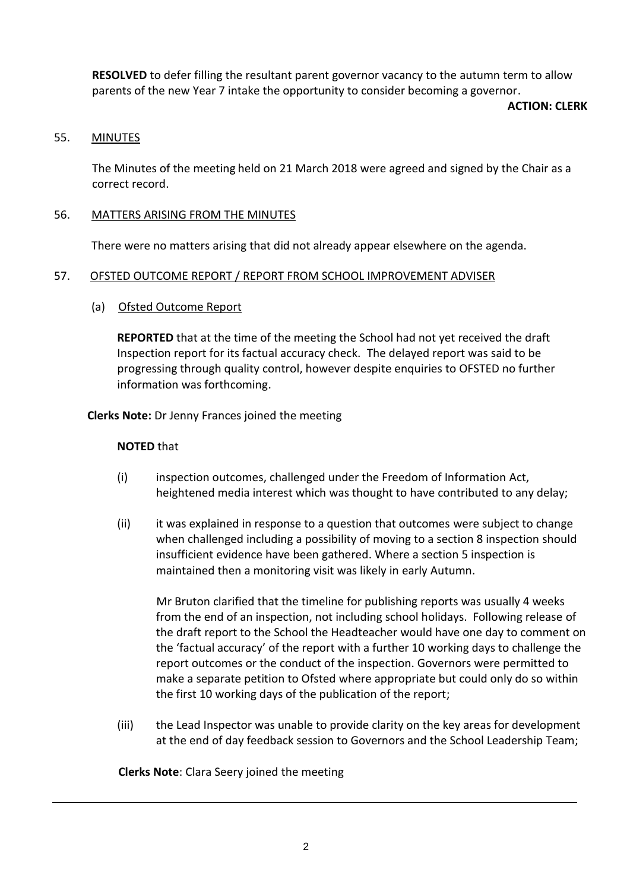**RESOLVED** to defer filling the resultant parent governor vacancy to the autumn term to allow parents of the new Year 7 intake the opportunity to consider becoming a governor.

**ACTION: CLERK**

55. MINUTES

The Minutes of the meeting held on 21 March 2018 were agreed and signed by the Chair as a correct record.

56. MATTERS ARISING FROM THE MINUTES

There were no matters arising that did not already appear elsewhere on the agenda.

57. OFSTED OUTCOME REPORT / REPORT FROM SCHOOL IMPROVEMENT ADVISER

(a) Ofsted Outcome Report

**REPORTED** that at the time of the meeting the School had not yet received the draft Inspection report for its factual accuracy check. The delayed report was said to be progressing through quality control, however despite enquiries to OFSTED no further information was forthcoming.

**Clerks Note:** Dr Jenny Frances joined the meeting

**NOTED** that

(i) inspection outcomes, challenged under the Freedom of Information Act, heightened media interest which was thought to have contributed to any delay;

(ii) it was explained in response to a question that outcomes were subject to change when challenged including a possibility of moving to a section 8 inspection should insufficient evidence have been gathered. Where a section 5 inspection is maintained then a monitoring visit was likely in early Autumn.

Mr Bruton clarified that the timeline for publishing reports was usually 4 weeks from the end of an inspection, not including school holidays. Following release of the draft report to the School the Headteacher would have one day to comment on the 'factual accuracy' of the report with a further 10 working days to challenge the report outcomes or the conduct of the inspection. Governors were permitted to make a separate petition to Ofsted where appropriate but could only do so within the first 10 working days of the publication of the report;

(iii) the Lead Inspector was unable to provide clarity on the key areas for development at the end of day feedback session to Governors and the School Leadership Team;

**Clerks Note**: Clara Seery joined the meeting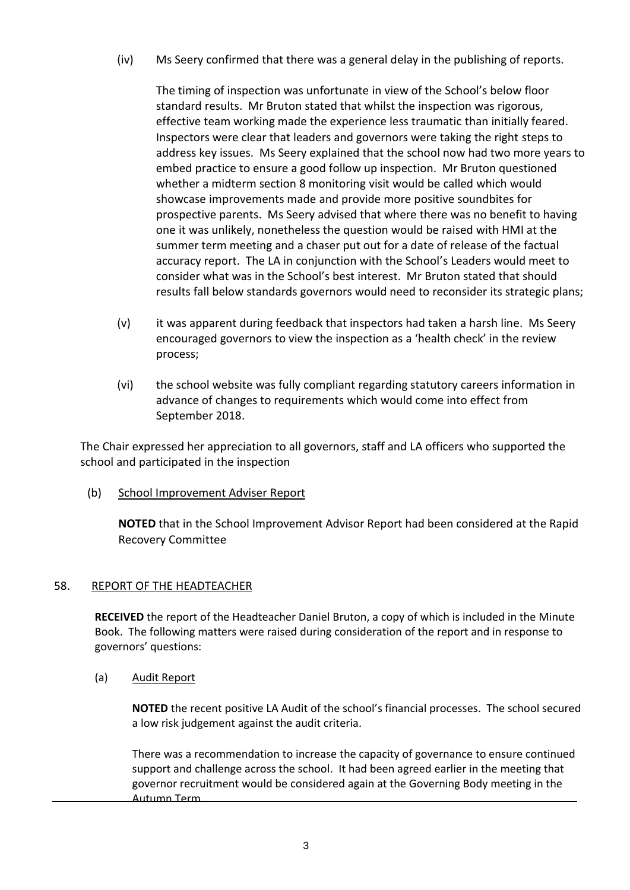(iv) Ms Seery confirmed that there was a general delay in the publishing of reports.

The timing of inspection was unfortunate in view of the School's below floor standard results. Mr Bruton stated that whilst the inspection was rigorous, effective team working made the experience less traumatic than initially feared. Inspectors were clear that leaders and governors were taking the right steps to address key issues. Ms Seery explained that the school now had two more years to embed practice to ensure a good follow up inspection. Mr Bruton questioned whether a midterm section 8 monitoring visit would be called which would showcase improvements made and provide more positive soundbites for prospective parents. Ms Seery advised that where there was no benefit to having one it was unlikely, nonetheless the question would be raised with HMI at the summer term meeting and a chaser put out for a date of release of the factual accuracy report. The LA in conjunction with the School's Leaders would meet to consider what was in the School's best interest. Mr Bruton stated that should results fall below standards governors would need to reconsider its strategic plans;

(v) it was apparent during feedback that inspectors had taken a harsh line. Ms Seery encouraged governors to view the inspection as a 'health check' in the review process;

(vi) the school website was fully compliant regarding statutory careers information in advance of changes to requirements which would come into effect from September 2018.

The Chair expressed her appreciation to all governors, staff and LA officers who supported the school and participated in the inspection

(b) <u>School Improvement Adviser Report</u>

**NOTED** that in the School Improvement Advisor Report had been considered at the Rapid Recovery Committee

## 58. <u>REPORT OF THE HEADTEACHER</u>

**RECEIVED** the report of the Headteacher Daniel Bruton, a copy of which is included in the Minute Book. The following matters were raised during consideration of the report and in response to governors' questions:

(a) <u>Audit Report</u>

**NOTED** the recent positive LA Audit of the school's financial processes. The school secured a low risk judgement against the audit criteria.

There was a recommendation to increase the capacity of governance to ensure continued support and challenge across the school. It had been agreed earlier in the meeting that governor recruitment would be considered again at the Governing Body meeting in the Autumn Term.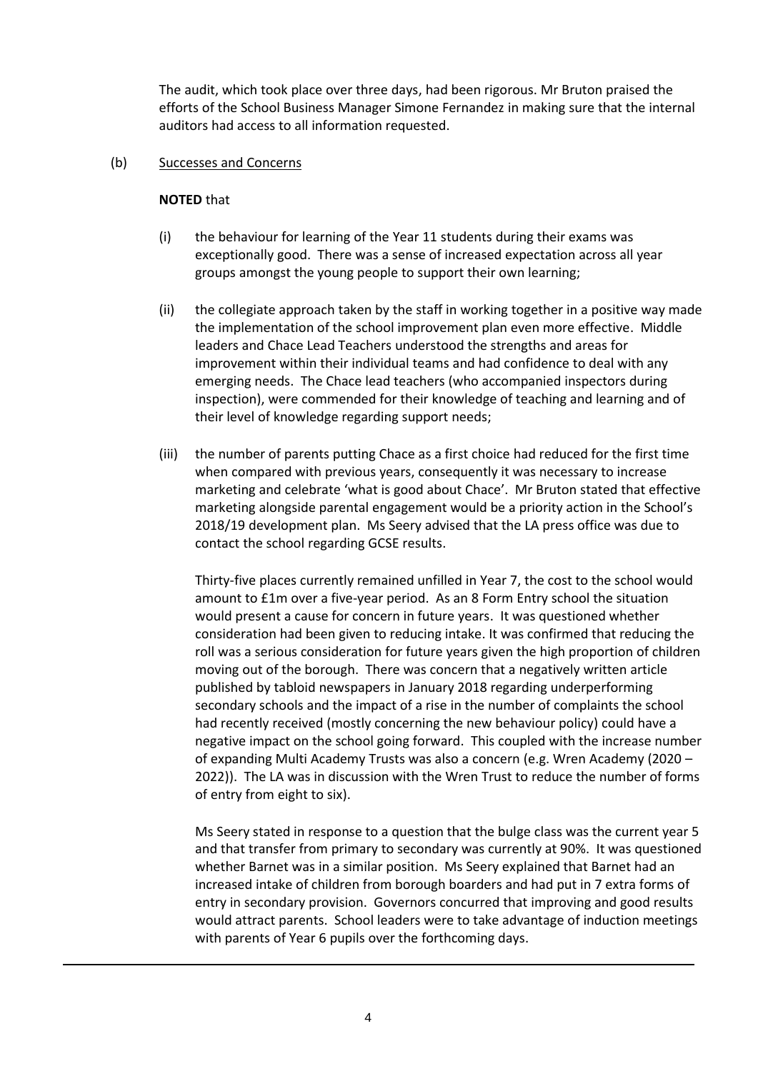The audit, which took place over three days, had been rigorous. Mr Bruton praised the efforts of the School Business Manager Simone Fernandez in making sure that the internal auditors had access to all information requested.

(b) Successes and Concerns

**NOTED** that

(i) the behaviour for learning of the Year 11 students during their exams was exceptionally good. There was a sense of increased expectation across all year groups amongst the young people to support their own learning;

(ii) the collegiate approach taken by the staff in working together in a positive way made the implementation of the school improvement plan even more effective. Middle leaders and Chace Lead Teachers understood the strengths and areas for improvement within their individual teams and had confidence to deal with any emerging needs. The Chace lead teachers (who accompanied inspectors during inspection), were commended for their knowledge of teaching and learning and of their level of knowledge regarding support needs;

(iii) the number of parents putting Chace as a first choice had reduced for the first time when compared with previous years, consequently it was necessary to increase marketing and celebrate 'what is good about Chace'. Mr Bruton stated that effective marketing alongside parental engagement would be a priority action in the School's 2018/19 development plan. Ms Seery advised that the LA press office was due to contact the school regarding GCSE results.

Thirty-five places currently remained unfilled in Year 7, the cost to the school would amount to £1m over a five-year period. As an 8 Form Entry school the situation would present a cause for concern in future years. It was questioned whether consideration had been given to reducing intake. It was confirmed that reducing the roll was a serious consideration for future years given the high proportion of children moving out of the borough. There was concern that a negatively written article published by tabloid newspapers in January 2018 regarding underperforming secondary schools and the impact of a rise in the number of complaints the school had recently received (mostly concerning the new behaviour policy) could have a negative impact on the school going forward. This coupled with the increase number of expanding Multi Academy Trusts was also a concern (e.g. Wren Academy (2020 – 2022)). The LA was in discussion with the Wren Trust to reduce the number of forms of entry from eight to six).

Ms Seery stated in response to a question that the bulge class was the current year 5 and that transfer from primary to secondary was currently at 90%. It was questioned whether Barnet was in a similar position. Ms Seery explained that Barnet had an increased intake of children from borough boarders and had put in 7 extra forms of entry in secondary provision. Governors concurred that improving and good results would attract parents. School leaders were to take advantage of induction meetings with parents of Year 6 pupils over the forthcoming days.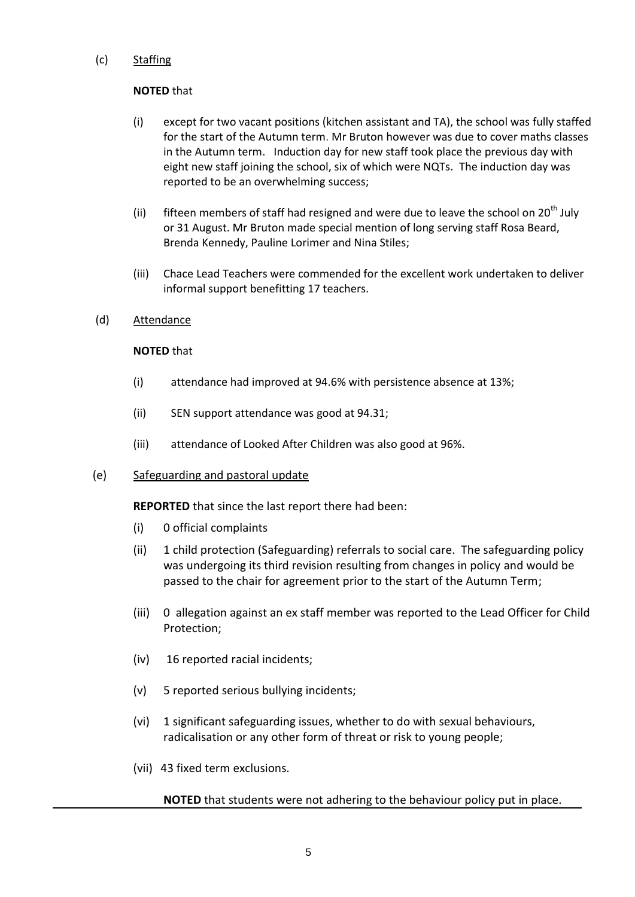(c) <u>Staffing</u>

**NOTED** that

(i) except for two vacant positions (kitchen assistant and TA), the school was fully staffed for the start of the Autumn term. Mr Bruton however was due to cover maths classes in the Autumn term. Induction day for new staff took place the previous day with eight new staff joining the school, six of which were NQTs. The induction day was reported to be an overwhelming success;

(ii) fifteen members of staff had resigned and were due to leave the school on 20th July or 31 August. Mr Bruton made special mention of long serving staff Rosa Beard, Brenda Kennedy, Pauline Lorimer and Nina Stiles;

(iii) Chace Lead Teachers were commended for the excellent work undertaken to deliver informal support benefitting 17 teachers.

(d) <u>Attendance</u>

**NOTED** that

(i) attendance had improved at 94.6% with persistence absence at 13%;

(ii) SEN support attendance was good at 94.31;

(iii) attendance of Looked After Children was also good at 96%.

(e) <u>Safeguarding and pastoral update</u>

**REPORTED** that since the last report there had been:

(i) 0 official complaints

(ii) 1 child protection (Safeguarding) referrals to social care. The safeguarding policy was undergoing its third revision resulting from changes in policy and would be passed to the chair for agreement prior to the start of the Autumn Term;

(iii) 0 allegation against an ex staff member was reported to the Lead Officer for Child Protection;

(iv) 16 reported racial incidents;

(v) 5 reported serious bullying incidents;

(vi) 1 significant safeguarding issues, whether to do with sexual behaviours, radicalisation or any other form of threat or risk to young people;

(vii) 43 fixed term exclusions.

**NOTED** that students were not adhering to the behaviour policy put in place.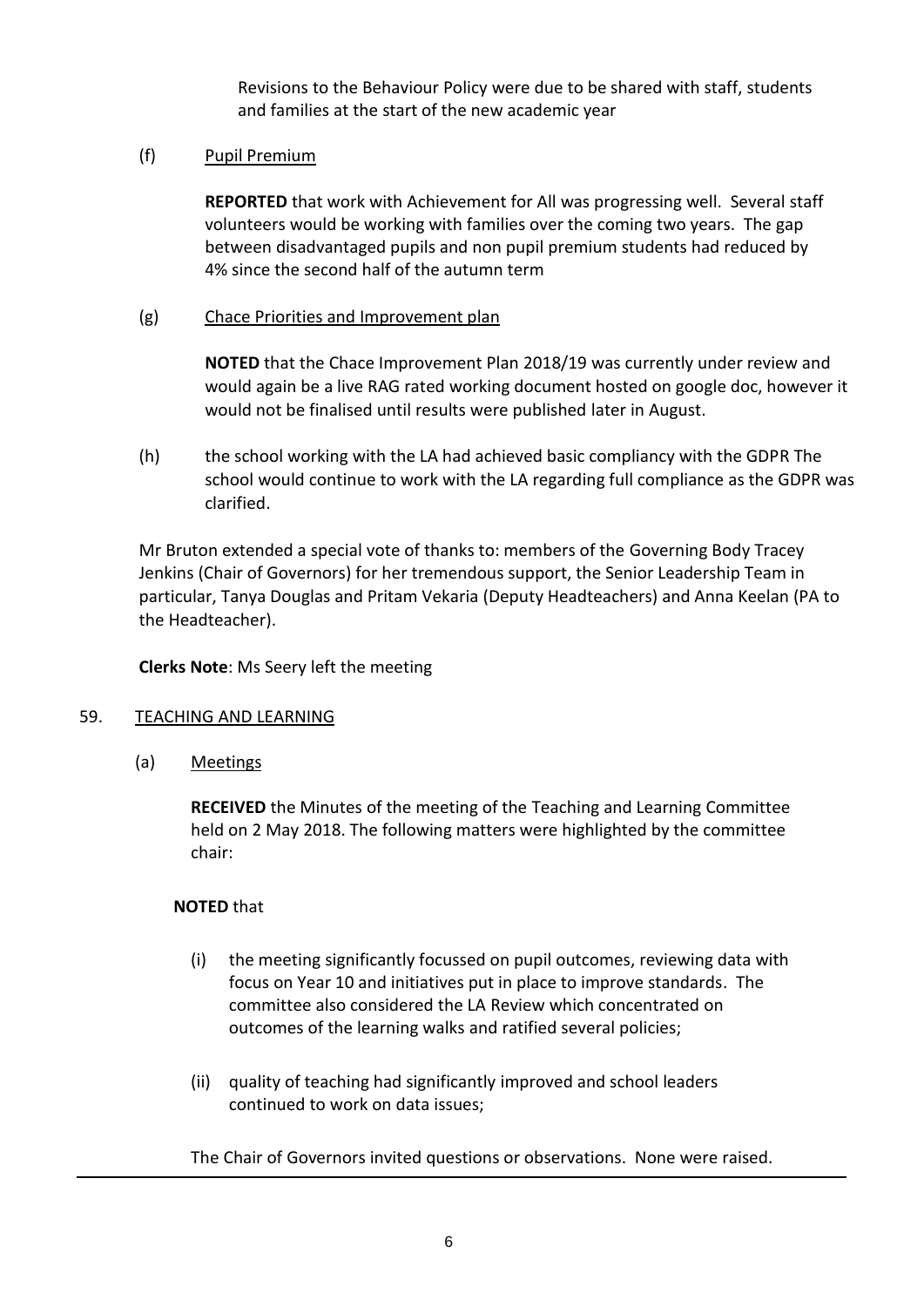Revisions to the Behaviour Policy were due to be shared with staff, students and families at the start of the new academic year

(f) Pupil Premium

**REPORTED** that work with Achievement for All was progressing well. Several staff volunteers would be working with families over the coming two years. The gap between disadvantaged pupils and non pupil premium students had reduced by 4% since the second half of the autumn term

(g) Chace Priorities and Improvement plan

**NOTED** that the Chace Improvement Plan 2018/19 was currently under review and would again be a live RAG rated working document hosted on google doc, however it would not be finalised until results were published later in August.

(h) the school working with the LA had achieved basic compliancy with the GDPR The school would continue to work with the LA regarding full compliance as the GDPR was clarified.

Mr Bruton extended a special vote of thanks to: members of the Governing Body Tracey Jenkins (Chair of Governors) for her tremendous support, the Senior Leadership Team in particular, Tanya Douglas and Pritam Vekaria (Deputy Headteachers) and Anna Keelan (PA to the Headteacher).

**Clerks Note**: Ms Seery left the meeting

## 59. TEACHING AND LEARNING

(a) Meetings

**RECEIVED** the Minutes of the meeting of the Teaching and Learning Committee held on 2 May 2018. The following matters were highlighted by the committee chair:

**NOTED** that

(i) the meeting significantly focussed on pupil outcomes, reviewing data with focus on Year 10 and initiatives put in place to improve standards. The committee also considered the LA Review which concentrated on outcomes of the learning walks and ratified several policies;

(ii) quality of teaching had significantly improved and school leaders continued to work on data issues;

The Chair of Governors invited questions or observations. None were raised.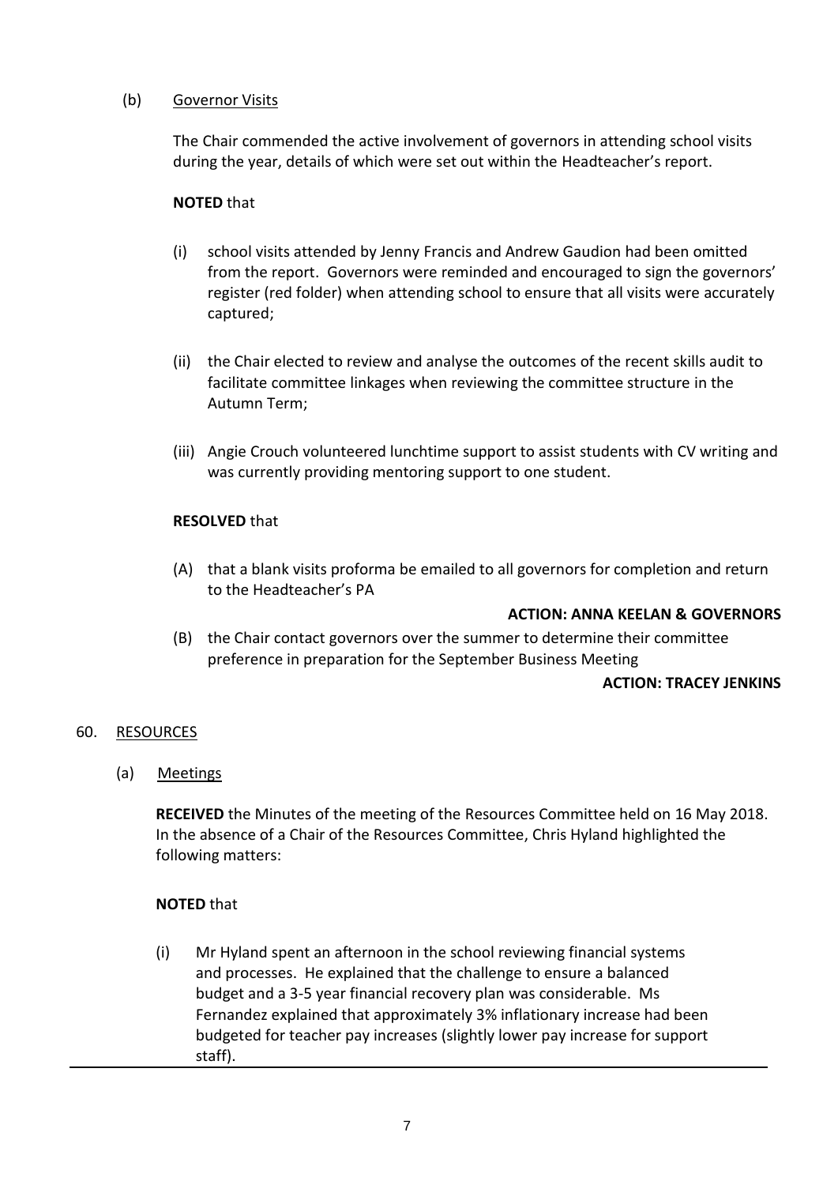(b) Governor Visits

The Chair commended the active involvement of governors in attending school visits during the year, details of which were set out within the Headteacher's report.

**NOTED** that

(i) school visits attended by Jenny Francis and Andrew Gaudion had been omitted from the report. Governors were reminded and encouraged to sign the governors' register (red folder) when attending school to ensure that all visits were accurately captured;

(ii) the Chair elected to review and analyse the outcomes of the recent skills audit to facilitate committee linkages when reviewing the committee structure in the Autumn Term;

(iii) Angie Crouch volunteered lunchtime support to assist students with CV writing and was currently providing mentoring support to one student.

**RESOLVED** that

(A) that a blank visits proforma be emailed to all governors for completion and return to the Headteacher's PA

**ACTION: ANNA KEELAN & GOVERNORS**

(B) the Chair contact governors over the summer to determine their committee preference in preparation for the September Business Meeting

**ACTION: TRACEY JENKINS**

60. RESOURCES

(a) Meetings

**RECEIVED** the Minutes of the meeting of the Resources Committee held on 16 May 2018. In the absence of a Chair of the Resources Committee, Chris Hyland highlighted the following matters:

**NOTED** that

(i) Mr Hyland spent an afternoon in the school reviewing financial systems and processes. He explained that the challenge to ensure a balanced budget and a 3-5 year financial recovery plan was considerable. Ms Fernandez explained that approximately 3% inflationary increase had been budgeted for teacher pay increases (slightly lower pay increase for support staff).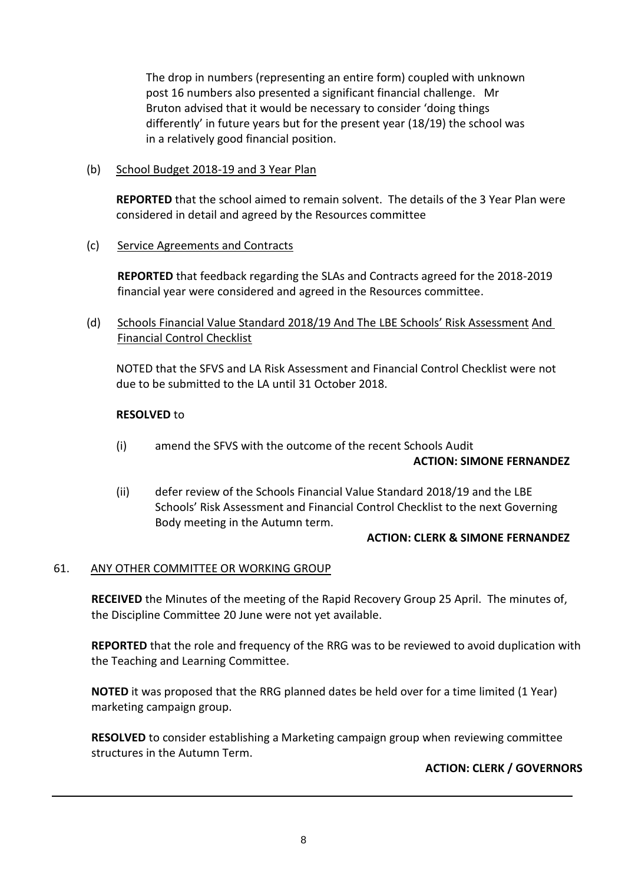The drop in numbers (representing an entire form) coupled with unknown post 16 numbers also presented a significant financial challenge. Mr Bruton advised that it would be necessary to consider 'doing things differently' in future years but for the present year (18/19) the school was in a relatively good financial position.

(b) School Budget 2018-19 and 3 Year Plan

**REPORTED** that the school aimed to remain solvent. The details of the 3 Year Plan were considered in detail and agreed by the Resources committee

(c) Service Agreements and Contracts

**REPORTED** that feedback regarding the SLAs and Contracts agreed for the 2018-2019 financial year were considered and agreed in the Resources committee.

(d) Schools Financial Value Standard 2018/19 And The LBE Schools' Risk Assessment And Financial Control Checklist

NOTED that the SFVS and LA Risk Assessment and Financial Control Checklist were not due to be submitted to the LA until 31 October 2018.

**RESOLVED** to

(i) amend the SFVS with the outcome of the recent Schools Audit

**ACTION: SIMONE FERNANDEZ**

(ii) defer review of the Schools Financial Value Standard 2018/19 and the LBE Schools' Risk Assessment and Financial Control Checklist to the next Governing Body meeting in the Autumn term.

**ACTION: CLERK & SIMONE FERNANDEZ**

61. ANY OTHER COMMITTEE OR WORKING GROUP

**RECEIVED** the Minutes of the meeting of the Rapid Recovery Group 25 April. The minutes of, the Discipline Committee 20 June were not yet available.

**REPORTED** that the role and frequency of the RRG was to be reviewed to avoid duplication with the Teaching and Learning Committee.

**NOTED** it was proposed that the RRG planned dates be held over for a time limited (1 Year) marketing campaign group.

**RESOLVED** to consider establishing a Marketing campaign group when reviewing committee structures in the Autumn Term.

**ACTION: CLERK / GOVERNORS**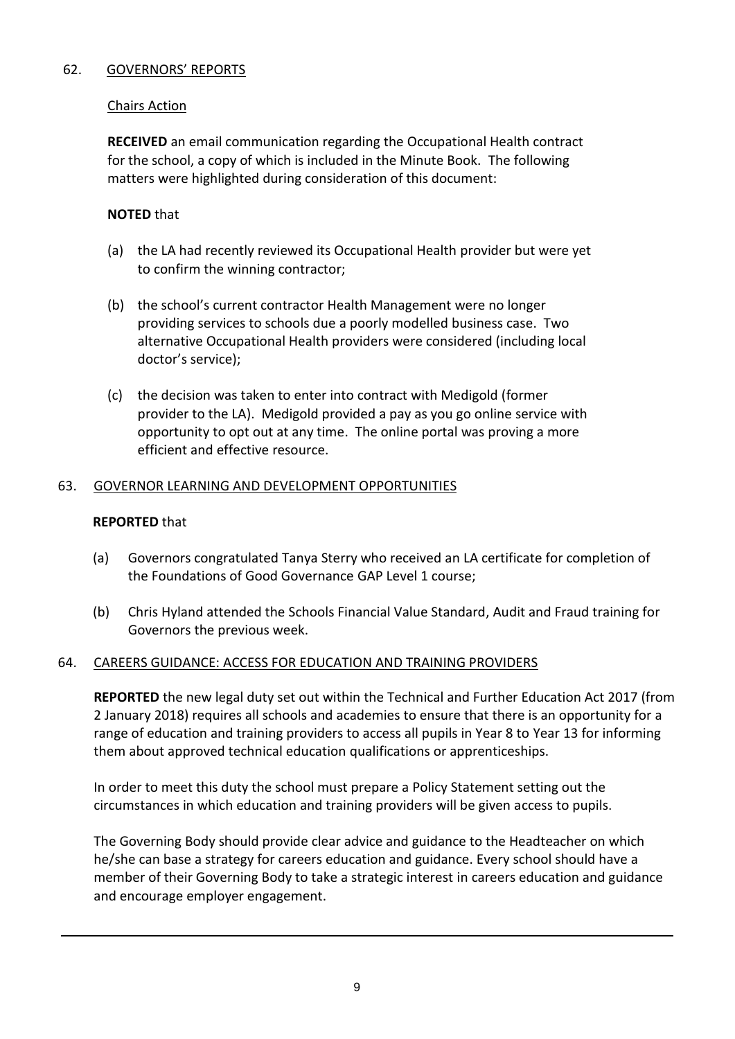## 62. GOVERNORS' REPORTS

### Chairs Action

**RECEIVED** an email communication regarding the Occupational Health contract for the school, a copy of which is included in the Minute Book. The following matters were highlighted during consideration of this document:

**NOTED** that

(a) the LA had recently reviewed its Occupational Health provider but were yet to confirm the winning contractor;

(b) the school's current contractor Health Management were no longer providing services to schools due a poorly modelled business case. Two alternative Occupational Health providers were considered (including local doctor's service);

(c) the decision was taken to enter into contract with Medigold (former provider to the LA). Medigold provided a pay as you go online service with opportunity to opt out at any time. The online portal was proving a more efficient and effective resource.

## 63. GOVERNOR LEARNING AND DEVELOPMENT OPPORTUNITIES

**REPORTED** that

(a) Governors congratulated Tanya Sterry who received an LA certificate for completion of the Foundations of Good Governance GAP Level 1 course;

(b) Chris Hyland attended the Schools Financial Value Standard, Audit and Fraud training for Governors the previous week.

## 64. CAREERS GUIDANCE: ACCESS FOR EDUCATION AND TRAINING PROVIDERS

**REPORTED** the new legal duty set out within the Technical and Further Education Act 2017 (from 2 January 2018) requires all schools and academies to ensure that there is an opportunity for a range of education and training providers to access all pupils in Year 8 to Year 13 for informing them about approved technical education qualifications or apprenticeships.

In order to meet this duty the school must prepare a Policy Statement setting out the circumstances in which education and training providers will be given access to pupils.

The Governing Body should provide clear advice and guidance to the Headteacher on which he/she can base a strategy for careers education and guidance. Every school should have a member of their Governing Body to take a strategic interest in careers education and guidance and encourage employer engagement.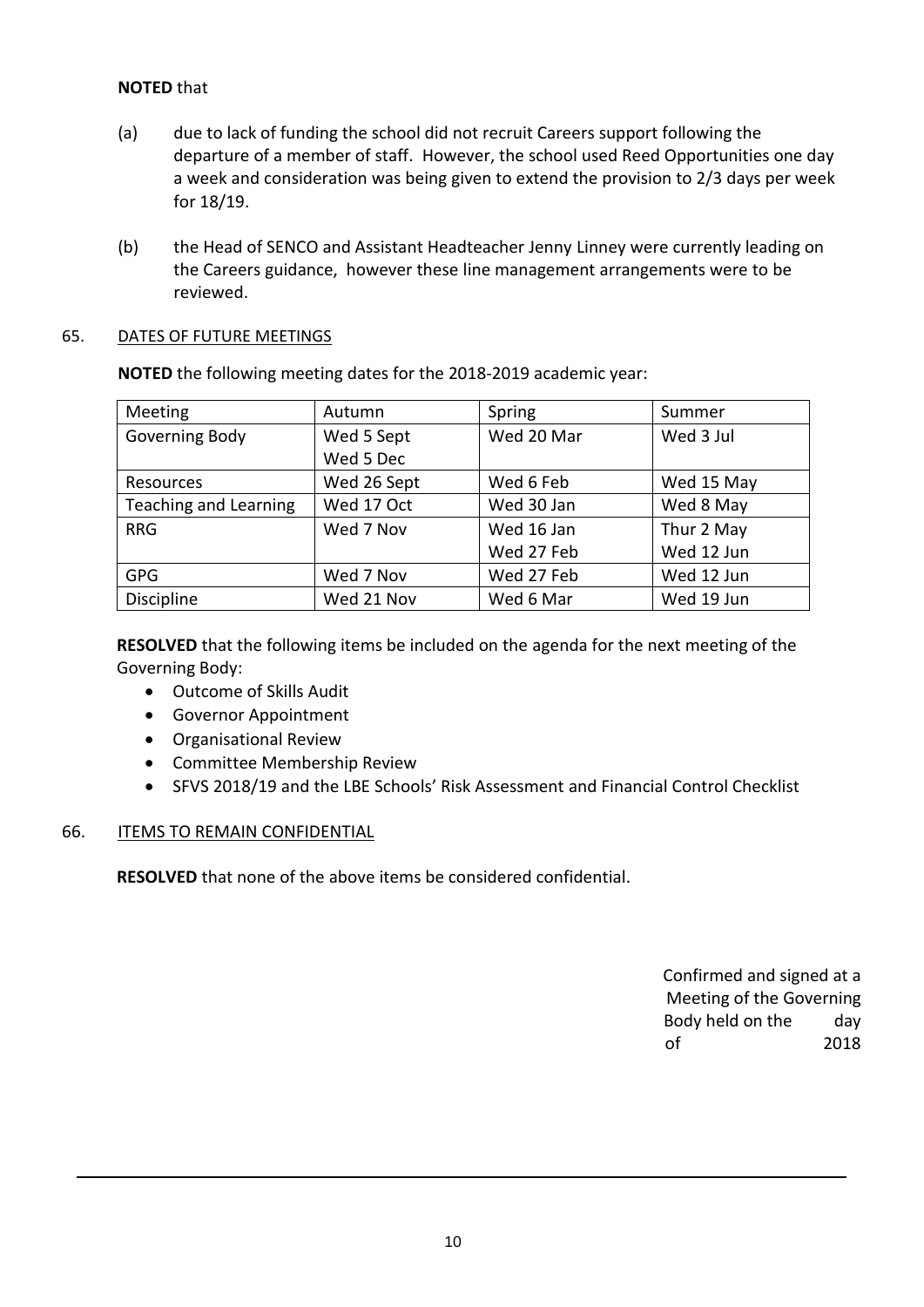**NOTED** that

(a) due to lack of funding the school did not recruit Careers support following the departure of a member of staff. However, the school used Reed Opportunities one day a week and consideration was being given to extend the provision to 2/3 days per week for 18/19.

(b) the Head of SENCO and Assistant Headteacher Jenny Linney were currently leading on the Careers guidance, however these line management arrangements were to be reviewed.

65. DATES OF FUTURE MEETINGS

**NOTED** the following meeting dates for the 2018-2019 academic year:

| Meeting | Autumn | Spring | Summer |
|---|---|---|---|
| Governing Body | Wed 5 Sept<br>Wed 5 Dec | Wed 20 Mar | Wed 3 Jul |
| Resources | Wed 26 Sept | Wed 6 Feb | Wed 15 May |
| Teaching and Learning | Wed 17 Oct | Wed 30 Jan | Wed 8 May |
| RRG | Wed 7 Nov | Wed 16 Jan<br>Wed 27 Feb | Thur 2 May<br>Wed 12 Jun |
| GPG | Wed 7 Nov | Wed 27 Feb | Wed 12 Jun |
| Discipline | Wed 21 Nov | Wed 6 Mar | Wed 19 Jun |

**RESOLVED** that the following items be included on the agenda for the next meeting of the Governing Body:

- Outcome of Skills Audit
- Governor Appointment
- Organisational Review
- Committee Membership Review
- SFVS 2018/19 and the LBE Schools' Risk Assessment and Financial Control Checklist

66. ITEMS TO REMAIN CONFIDENTIAL

**RESOLVED** that none of the above items be considered confidential.

Confirmed and signed at a Meeting of the Governing Body held on the day of 2018